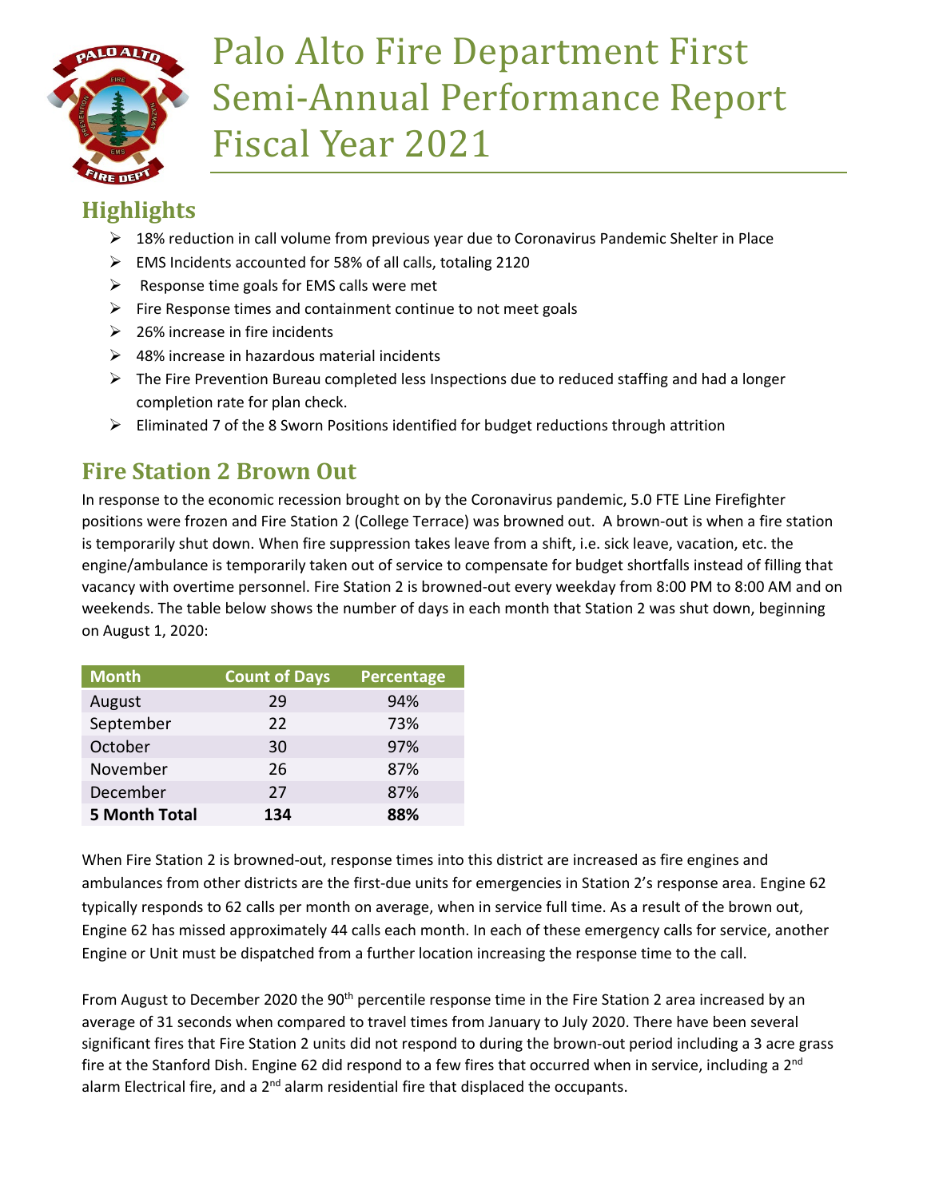# Palo Alto Fire Department First Semi-Annual Performance Report Fiscal Year 2021

## Highlights

- 18% reduction in call volume from previous year due to Coronavirus Pandemic Shelter in Place
- EMS Incidents accounted for 58% of all calls, totaling 2120
- Response time goals for EMS calls were met
- Fire Response times and containment continue to not meet goals
- 26% increase in fire incidents
- 48% increase in hazardous material incidents
- The Fire Prevention Bureau completed less Inspections due to reduced staffing and had a longer completion rate for plan check.
- Eliminated 7 of the 8 Sworn Positions identified for budget reductions through attrition

## Fire Station 2 Brown Out

In response to the economic recession brought on by the Coronavirus pandemic, 5.0 FTE Line Firefighter positions were frozen and Fire Station 2 (College Terrace) was browned out. A brown-out is when a fire station is temporarily shut down. When fire suppression takes leave from a shift, i.e. sick leave, vacation, etc. the engine/ambulance is temporarily taken out of service to compensate for budget shortfalls instead of filling that vacancy with overtime personnel. Fire Station 2 is browned-out every weekday from 8:00 PM to 8:00 AM and on weekends. The table below shows the number of days in each month that Station 2 was shut down, beginning on August 1, 2020:

| Month | Count of Days | Percentage |
|---|---|---|
| August | 29 | 94% |
| September | 22 | 73% |
| October | 30 | 97% |
| November | 26 | 87% |
| December | 27 | 87% |
| **5 Month Total** | **134** | **88%** |

When Fire Station 2 is browned-out, response times into this district are increased as fire engines and ambulances from other districts are the first-due units for emergencies in Station 2's response area. Engine 62 typically responds to 62 calls per month on average, when in service full time. As a result of the brown out, Engine 62 has missed approximately 44 calls each month. In each of these emergency calls for service, another Engine or Unit must be dispatched from a further location increasing the response time to the call.

From August to December 2020 the 90th percentile response time in the Fire Station 2 area increased by an average of 31 seconds when compared to travel times from January to July 2020. There have been several significant fires that Fire Station 2 units did not respond to during the brown-out period including a 3 acre grass fire at the Stanford Dish. Engine 62 did respond to a few fires that occurred when in service, including a 2nd alarm Electrical fire, and a 2nd alarm residential fire that displaced the occupants.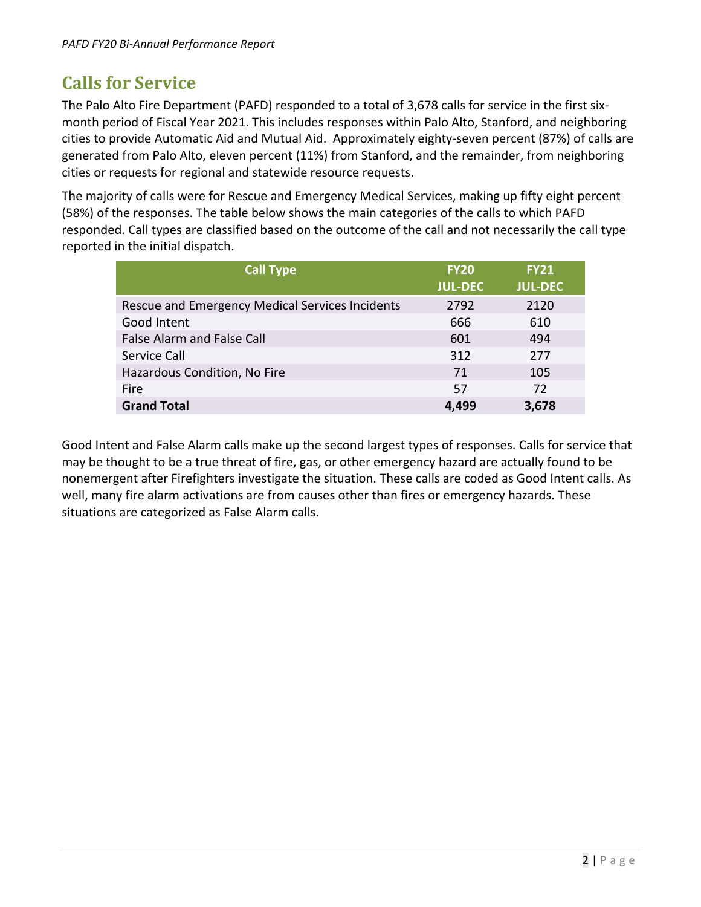## Calls for Service

The Palo Alto Fire Department (PAFD) responded to a total of 3,678 calls for service in the first six-month period of Fiscal Year 2021. This includes responses within Palo Alto, Stanford, and neighboring cities to provide Automatic Aid and Mutual Aid. Approximately eighty-seven percent (87%) of calls are generated from Palo Alto, eleven percent (11%) from Stanford, and the remainder, from neighboring cities or requests for regional and statewide resource requests.

The majority of calls were for Rescue and Emergency Medical Services, making up fifty eight percent (58%) of the responses. The table below shows the main categories of the calls to which PAFD responded. Call types are classified based on the outcome of the call and not necessarily the call type reported in the initial dispatch.

| Call Type | FY20 JUL-DEC | FY21 JUL-DEC |
|---|---|---|
| Rescue and Emergency Medical Services Incidents | 2792 | 2120 |
| Good Intent | 666 | 610 |
| False Alarm and False Call | 601 | 494 |
| Service Call | 312 | 277 |
| Hazardous Condition, No Fire | 71 | 105 |
| Fire | 57 | 72 |
| **Grand Total** | **4,499** | **3,678** |

Good Intent and False Alarm calls make up the second largest types of responses. Calls for service that may be thought to be a true threat of fire, gas, or other emergency hazard are actually found to be nonemergent after Firefighters investigate the situation. These calls are coded as Good Intent calls. As well, many fire alarm activations are from causes other than fires or emergency hazards. These situations are categorized as False Alarm calls.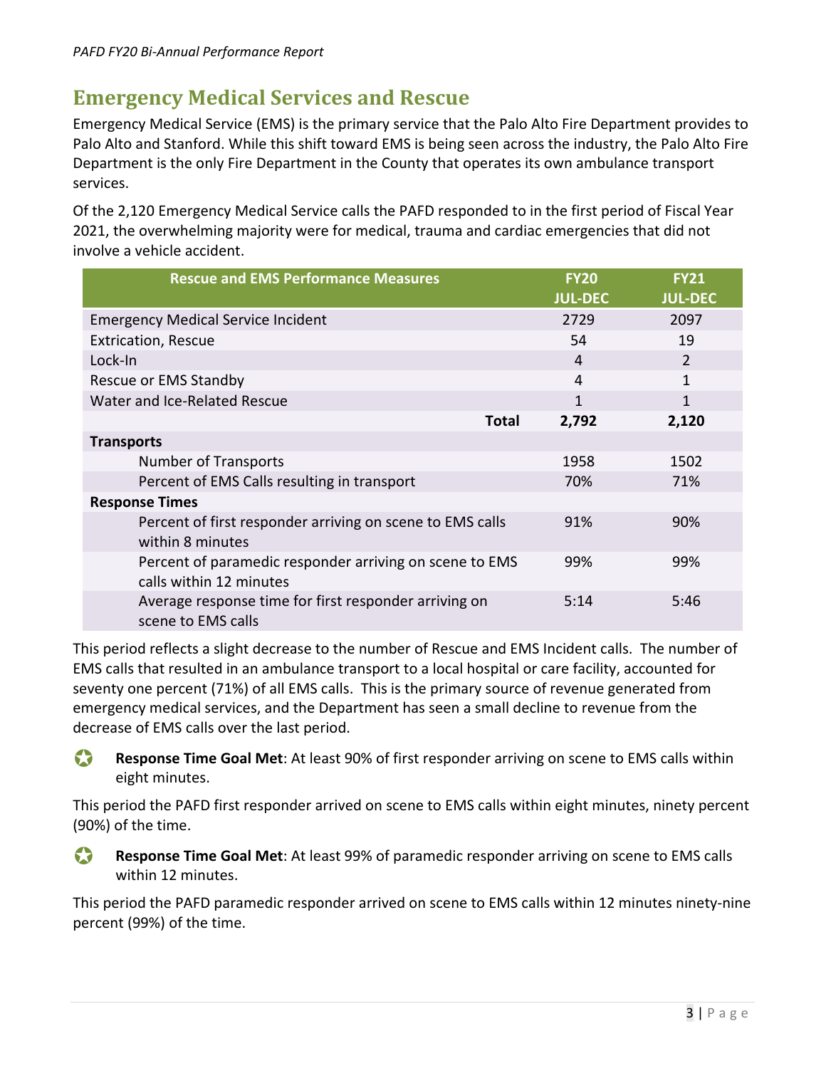## Emergency Medical Services and Rescue

Emergency Medical Service (EMS) is the primary service that the Palo Alto Fire Department provides to Palo Alto and Stanford. While this shift toward EMS is being seen across the industry, the Palo Alto Fire Department is the only Fire Department in the County that operates its own ambulance transport services.

Of the 2,120 Emergency Medical Service calls the PAFD responded to in the first period of Fiscal Year 2021, the overwhelming majority were for medical, trauma and cardiac emergencies that did not involve a vehicle accident.

| Rescue and EMS Performance Measures | FY20 JUL-DEC | FY21 JUL-DEC |
|---|---|---|
| Emergency Medical Service Incident | 2729 | 2097 |
| Extrication, Rescue | 54 | 19 |
| Lock-In | 4 | 2 |
| Rescue or EMS Standby | 4 | 1 |
| Water and Ice-Related Rescue | 1 | 1 |
| **Total** | **2,792** | **2,120** |
| **Transports** | | |
| Number of Transports | 1958 | 1502 |
| Percent of EMS Calls resulting in transport | 70% | 71% |
| **Response Times** | | |
| Percent of first responder arriving on scene to EMS calls within 8 minutes | 91% | 90% |
| Percent of paramedic responder arriving on scene to EMS calls within 12 minutes | 99% | 99% |
| Average response time for first responder arriving on scene to EMS calls | 5:14 | 5:46 |

This period reflects a slight decrease to the number of Rescue and EMS Incident calls. The number of EMS calls that resulted in an ambulance transport to a local hospital or care facility, accounted for seventy one percent (71%) of all EMS calls. This is the primary source of revenue generated from emergency medical services, and the Department has seen a small decline to revenue from the decrease of EMS calls over the last period.

- **Response Time Goal Met**: At least 90% of first responder arriving on scene to EMS calls within eight minutes.

This period the PAFD first responder arrived on scene to EMS calls within eight minutes, ninety percent (90%) of the time.

- **Response Time Goal Met**: At least 99% of paramedic responder arriving on scene to EMS calls within 12 minutes.

This period the PAFD paramedic responder arrived on scene to EMS calls within 12 minutes ninety-nine percent (99%) of the time.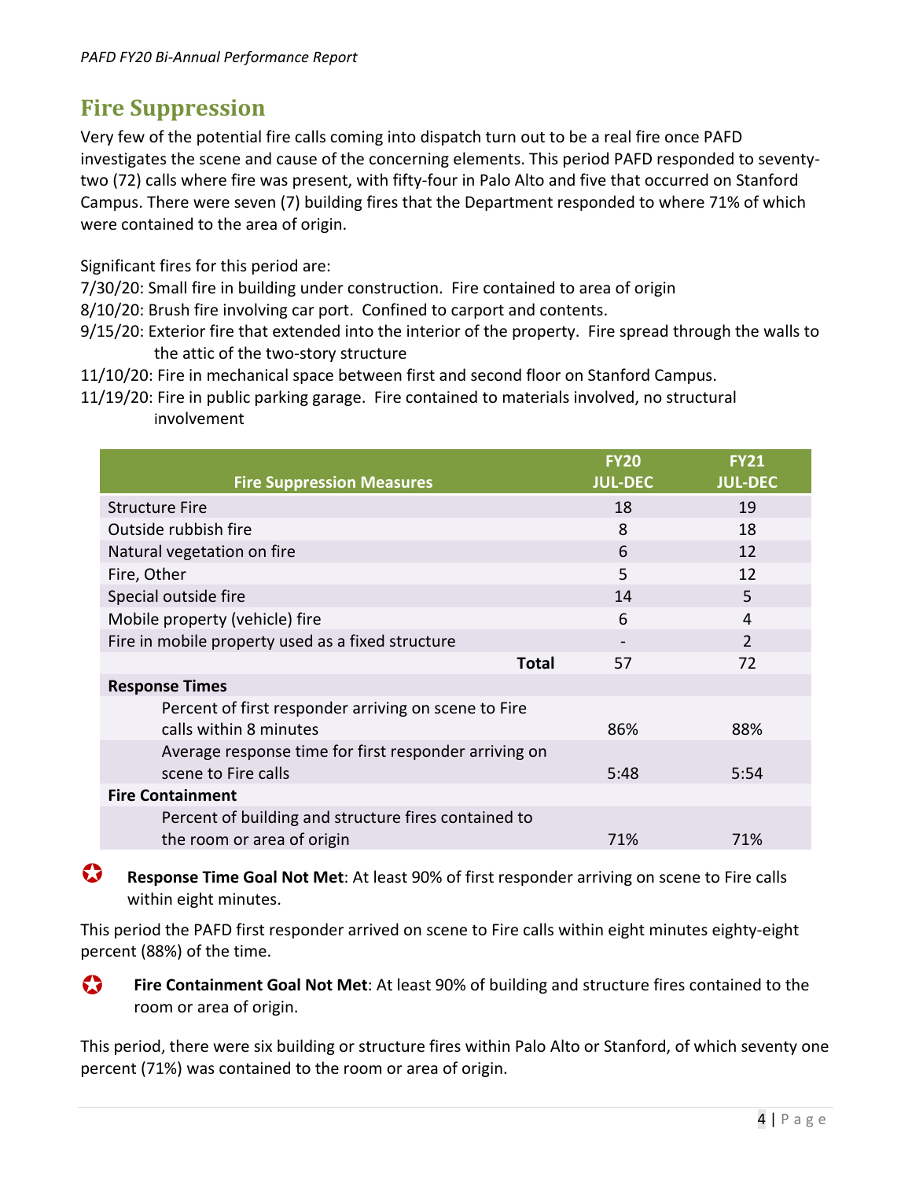## Fire Suppression

Very few of the potential fire calls coming into dispatch turn out to be a real fire once PAFD investigates the scene and cause of the concerning elements. This period PAFD responded to seventy-two (72) calls where fire was present, with fifty-four in Palo Alto and five that occurred on Stanford Campus. There were seven (7) building fires that the Department responded to where 71% of which were contained to the area of origin.

Significant fires for this period are:

7/30/20: Small fire in building under construction. Fire contained to area of origin
8/10/20: Brush fire involving car port. Confined to carport and contents.
9/15/20: Exterior fire that extended into the interior of the property. Fire spread through the walls to the attic of the two-story structure
11/10/20: Fire in mechanical space between first and second floor on Stanford Campus.
11/19/20: Fire in public parking garage. Fire contained to materials involved, no structural involvement

| Fire Suppression Measures | FY20 JUL-DEC | FY21 JUL-DEC |
|---|---|---|
| Structure Fire | 18 | 19 |
| Outside rubbish fire | 8 | 18 |
| Natural vegetation on fire | 6 | 12 |
| Fire, Other | 5 | 12 |
| Special outside fire | 14 | 5 |
| Mobile property (vehicle) fire | 6 | 4 |
| Fire in mobile property used as a fixed structure | - | 2 |
| **Total** | 57 | 72 |
| **Response Times** | | |
| Percent of first responder arriving on scene to Fire calls within 8 minutes | 86% | 88% |
| Average response time for first responder arriving on scene to Fire calls | 5:48 | 5:54 |
| **Fire Containment** | | |
| Percent of building and structure fires contained to the room or area of origin | 71% | 71% |

**Response Time Goal Not Met**: At least 90% of first responder arriving on scene to Fire calls within eight minutes.

This period the PAFD first responder arrived on scene to Fire calls within eight minutes eighty-eight percent (88%) of the time.

**Fire Containment Goal Not Met**: At least 90% of building and structure fires contained to the room or area of origin.

This period, there were six building or structure fires within Palo Alto or Stanford, of which seventy one percent (71%) was contained to the room or area of origin.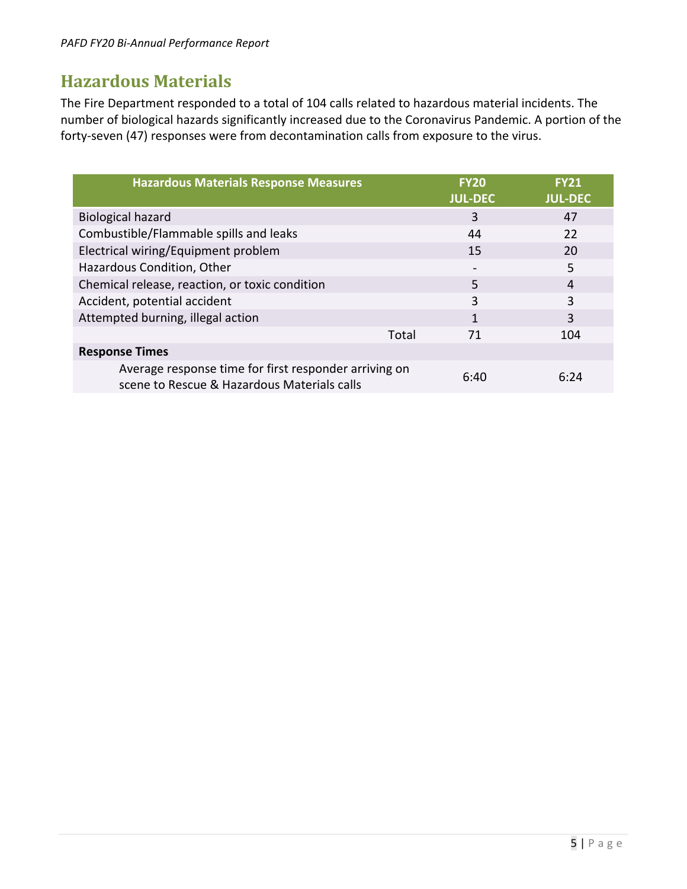## Hazardous Materials

The Fire Department responded to a total of 104 calls related to hazardous material incidents. The number of biological hazards significantly increased due to the Coronavirus Pandemic. A portion of the forty-seven (47) responses were from decontamination calls from exposure to the virus.

| Hazardous Materials Response Measures | FY20 JUL-DEC | FY21 JUL-DEC |
|---|---|---|
| Biological hazard | 3 | 47 |
| Combustible/Flammable spills and leaks | 44 | 22 |
| Electrical wiring/Equipment problem | 15 | 20 |
| Hazardous Condition, Other | - | 5 |
| Chemical release, reaction, or toxic condition | 5 | 4 |
| Accident, potential accident | 3 | 3 |
| Attempted burning, illegal action | 1 | 3 |
| Total | 71 | 104 |
| **Response Times** | | |
| Average response time for first responder arriving on scene to Rescue & Hazardous Materials calls | 6:40 | 6:24 |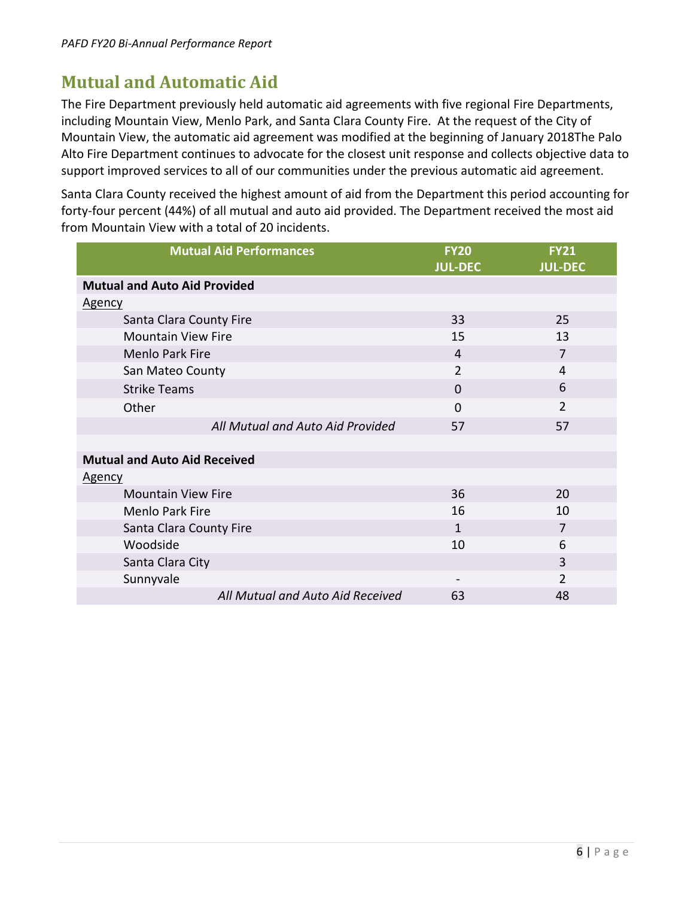## Mutual and Automatic Aid

The Fire Department previously held automatic aid agreements with five regional Fire Departments, including Mountain View, Menlo Park, and Santa Clara County Fire. At the request of the City of Mountain View, the automatic aid agreement was modified at the beginning of January 2018The Palo Alto Fire Department continues to advocate for the closest unit response and collects objective data to support improved services to all of our communities under the previous automatic aid agreement.

Santa Clara County received the highest amount of aid from the Department this period accounting for forty-four percent (44%) of all mutual and auto aid provided. The Department received the most aid from Mountain View with a total of 20 incidents.

| Mutual Aid Performances | FY20 JUL-DEC | FY21 JUL-DEC |
|---|---|---|
| **Mutual and Auto Aid Provided** | | |
| Agency | | |
| Santa Clara County Fire | 33 | 25 |
| Mountain View Fire | 15 | 13 |
| Menlo Park Fire | 4 | 7 |
| San Mateo County | 2 | 4 |
| Strike Teams | 0 | 6 |
| Other | 0 | 2 |
| *All Mutual and Auto Aid Provided* | 57 | 57 |
| | | |
| **Mutual and Auto Aid Received** | | |
| Agency | | |
| Mountain View Fire | 36 | 20 |
| Menlo Park Fire | 16 | 10 |
| Santa Clara County Fire | 1 | 7 |
| Woodside | 10 | 6 |
| Santa Clara City | | 3 |
| Sunnyvale | - | 2 |
| *All Mutual and Auto Aid Received* | 63 | 48 |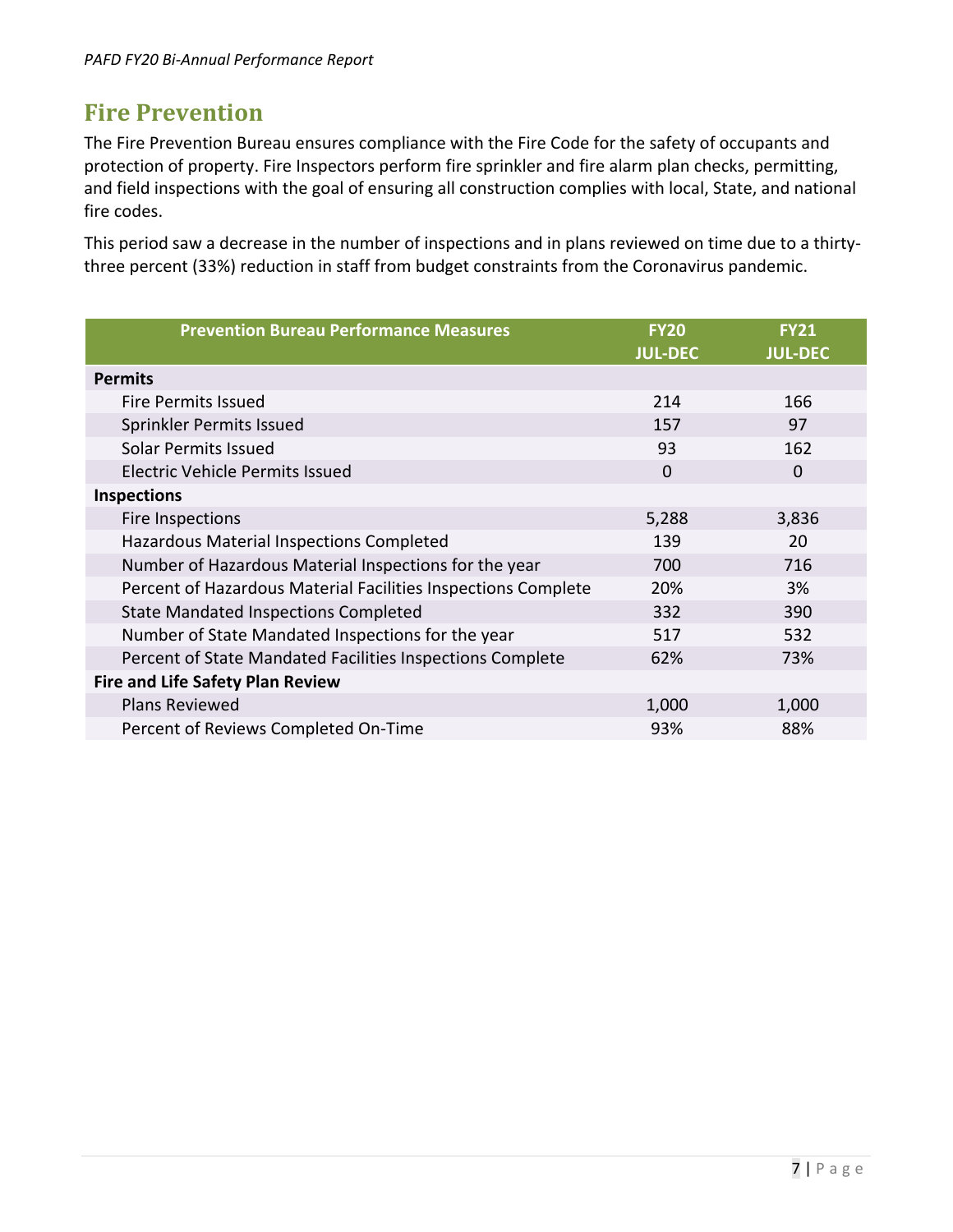## Fire Prevention

The Fire Prevention Bureau ensures compliance with the Fire Code for the safety of occupants and protection of property. Fire Inspectors perform fire sprinkler and fire alarm plan checks, permitting, and field inspections with the goal of ensuring all construction complies with local, State, and national fire codes.

This period saw a decrease in the number of inspections and in plans reviewed on time due to a thirty-three percent (33%) reduction in staff from budget constraints from the Coronavirus pandemic.

| Prevention Bureau Performance Measures | FY20 JUL-DEC | FY21 JUL-DEC |
|---|---|---|
| **Permits** | | |
| Fire Permits Issued | 214 | 166 |
| Sprinkler Permits Issued | 157 | 97 |
| Solar Permits Issued | 93 | 162 |
| Electric Vehicle Permits Issued | 0 | 0 |
| **Inspections** | | |
| Fire Inspections | 5,288 | 3,836 |
| Hazardous Material Inspections Completed | 139 | 20 |
| Number of Hazardous Material Inspections for the year | 700 | 716 |
| Percent of Hazardous Material Facilities Inspections Complete | 20% | 3% |
| State Mandated Inspections Completed | 332 | 390 |
| Number of State Mandated Inspections for the year | 517 | 532 |
| Percent of State Mandated Facilities Inspections Complete | 62% | 73% |
| **Fire and Life Safety Plan Review** | | |
| Plans Reviewed | 1,000 | 1,000 |
| Percent of Reviews Completed On-Time | 93% | 88% |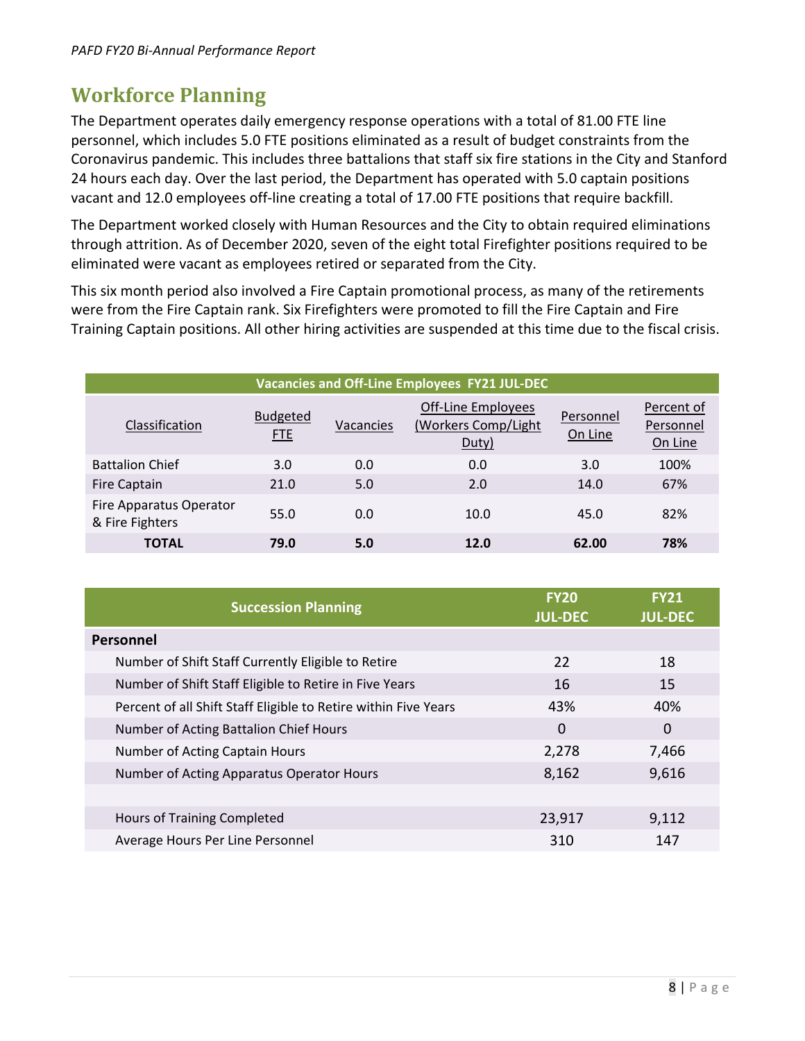## Workforce Planning

The Department operates daily emergency response operations with a total of 81.00 FTE line personnel, which includes 5.0 FTE positions eliminated as a result of budget constraints from the Coronavirus pandemic. This includes three battalions that staff six fire stations in the City and Stanford 24 hours each day. Over the last period, the Department has operated with 5.0 captain positions vacant and 12.0 employees off-line creating a total of 17.00 FTE positions that require backfill.

The Department worked closely with Human Resources and the City to obtain required eliminations through attrition. As of December 2020, seven of the eight total Firefighter positions required to be eliminated were vacant as employees retired or separated from the City.

This six month period also involved a Fire Captain promotional process, as many of the retirements were from the Fire Captain rank. Six Firefighters were promoted to fill the Fire Captain and Fire Training Captain positions. All other hiring activities are suspended at this time due to the fiscal crisis.

| Vacancies and Off-Line Employees FY21 JUL-DEC | | | | | |
|---|---|---|---|---|---|
| Classification | Budgeted FTE | Vacancies | Off-Line Employees (Workers Comp/Light Duty) | Personnel On Line | Percent of Personnel On Line |
| Battalion Chief | 3.0 | 0.0 | 0.0 | 3.0 | 100% |
| Fire Captain | 21.0 | 5.0 | 2.0 | 14.0 | 67% |
| Fire Apparatus Operator & Fire Fighters | 55.0 | 0.0 | 10.0 | 45.0 | 82% |
| **TOTAL** | **79.0** | **5.0** | **12.0** | **62.00** | **78%** |

| Succession Planning | FY20 JUL-DEC | FY21 JUL-DEC |
|---|---|---|
| **Personnel** | | |
| Number of Shift Staff Currently Eligible to Retire | 22 | 18 |
| Number of Shift Staff Eligible to Retire in Five Years | 16 | 15 |
| Percent of all Shift Staff Eligible to Retire within Five Years | 43% | 40% |
| Number of Acting Battalion Chief Hours | 0 | 0 |
| Number of Acting Captain Hours | 2,278 | 7,466 |
| Number of Acting Apparatus Operator Hours | 8,162 | 9,616 |
| | | |
| Hours of Training Completed | 23,917 | 9,112 |
| Average Hours Per Line Personnel | 310 | 147 |